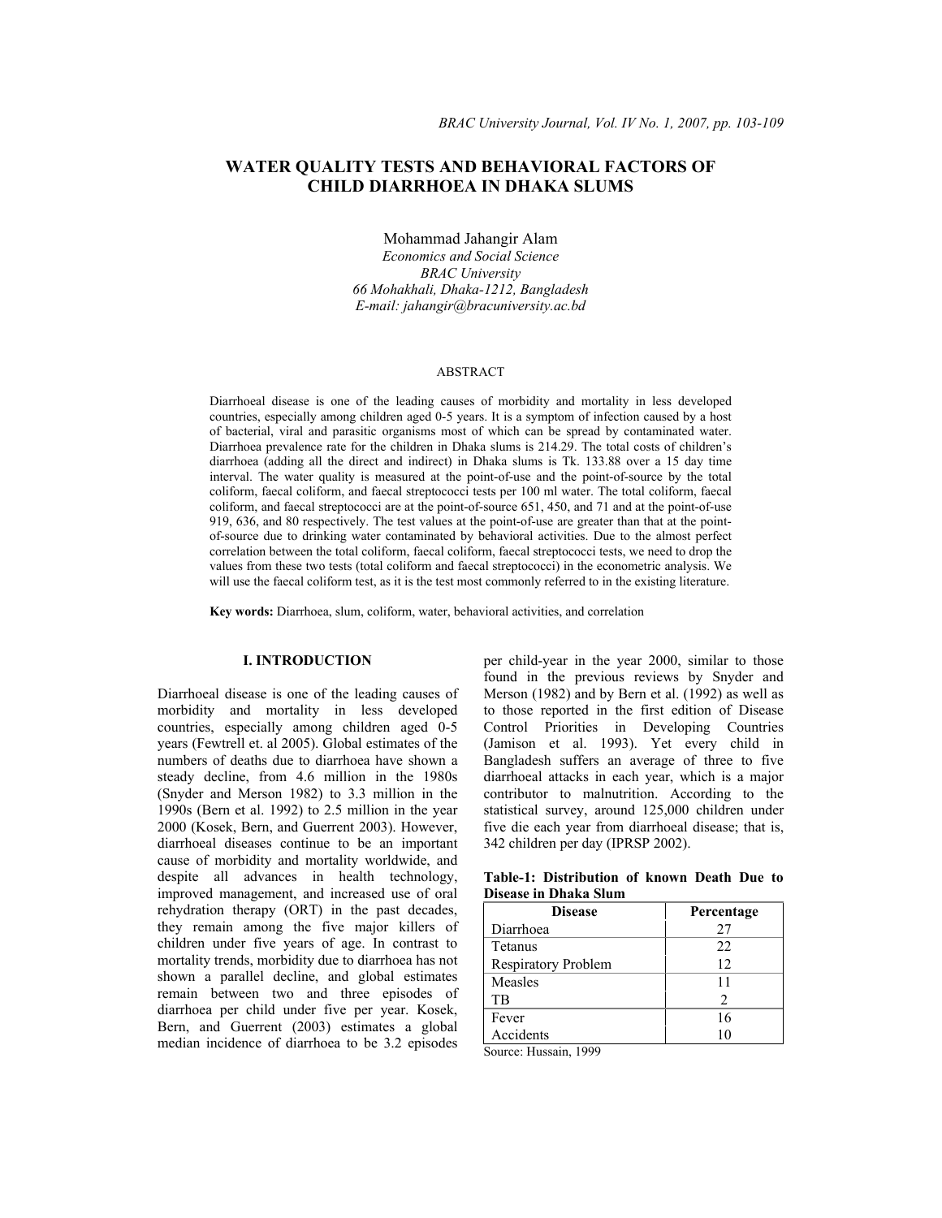# WATER QUALITY TESTS AND BEHAVIORAL FACTORS OF CHILD DIARRHOEA IN DHAKA SLUMS

Mohammad Jahangir Alam

*Economics and Social Science*
*BRAC University*
*66 Mohakhali, Dhaka-1212, Bangladesh*
*E-mail: jahangir@bracuniversity.ac.bd*

## ABSTRACT

Diarrhoeal disease is one of the leading causes of morbidity and mortality in less developed countries, especially among children aged 0-5 years. It is a symptom of infection caused by a host of bacterial, viral and parasitic organisms most of which can be spread by contaminated water. Diarrhoea prevalence rate for the children in Dhaka slums is 214.29. The total costs of children's diarrhoea (adding all the direct and indirect) in Dhaka slums is Tk. 133.88 over a 15 day time interval. The water quality is measured at the point-of-use and the point-of-source by the total coliform, faecal coliform, and faecal streptococci tests per 100 ml water. The total coliform, faecal coliform, and faecal streptococci are at the point-of-source 651, 450, and 71 and at the point-of-use 919, 636, and 80 respectively. The test values at the point-of-use are greater than that at the point-of-source due to drinking water contaminated by behavioral activities. Due to the almost perfect correlation between the total coliform, faecal coliform, faecal streptococci tests, we need to drop the values from these two tests (total coliform and faecal streptococci) in the econometric analysis. We will use the faecal coliform test, as it is the test most commonly referred to in the existing literature.

**Key words:** Diarrhoea, slum, coliform, water, behavioral activities, and correlation

## I. INTRODUCTION

Diarrhoeal disease is one of the leading causes of morbidity and mortality in less developed countries, especially among children aged 0-5 years (Fewtrell et. al 2005). Global estimates of the numbers of deaths due to diarrhoea have shown a steady decline, from 4.6 million in the 1980s (Snyder and Merson 1982) to 3.3 million in the 1990s (Bern et al. 1992) to 2.5 million in the year 2000 (Kosek, Bern, and Guerrent 2003). However, diarrhoeal diseases continue to be an important cause of morbidity and mortality worldwide, and despite all advances in health technology, improved management, and increased use of oral rehydration therapy (ORT) in the past decades, they remain among the five major killers of children under five years of age. In contrast to mortality trends, morbidity due to diarrhoea has not shown a parallel decline, and global estimates remain between two and three episodes of diarrhoea per child under five per year. Kosek, Bern, and Guerrent (2003) estimates a global median incidence of diarrhoea to be 3.2 episodes per child-year in the year 2000, similar to those found in the previous reviews by Snyder and Merson (1982) and by Bern et al. (1992) as well as to those reported in the first edition of Disease Control Priorities in Developing Countries (Jamison et al. 1993). Yet every child in Bangladesh suffers an average of three to five diarrhoeal attacks in each year, which is a major contributor to malnutrition. According to the statistical survey, around 125,000 children under five die each year from diarrhoeal disease; that is, 342 children per day (IPRSP 2002).

**Table-1: Distribution of known Death Due to Disease in Dhaka Slum**

| Disease | Percentage |
|---|---|
| Diarrhoea | 27 |
| Tetanus | 22 |
| Respiratory Problem | 12 |
| Measles | 11 |
| TB | 2 |
| Fever | 16 |
| Accidents | 10 |

Source: Hussain, 1999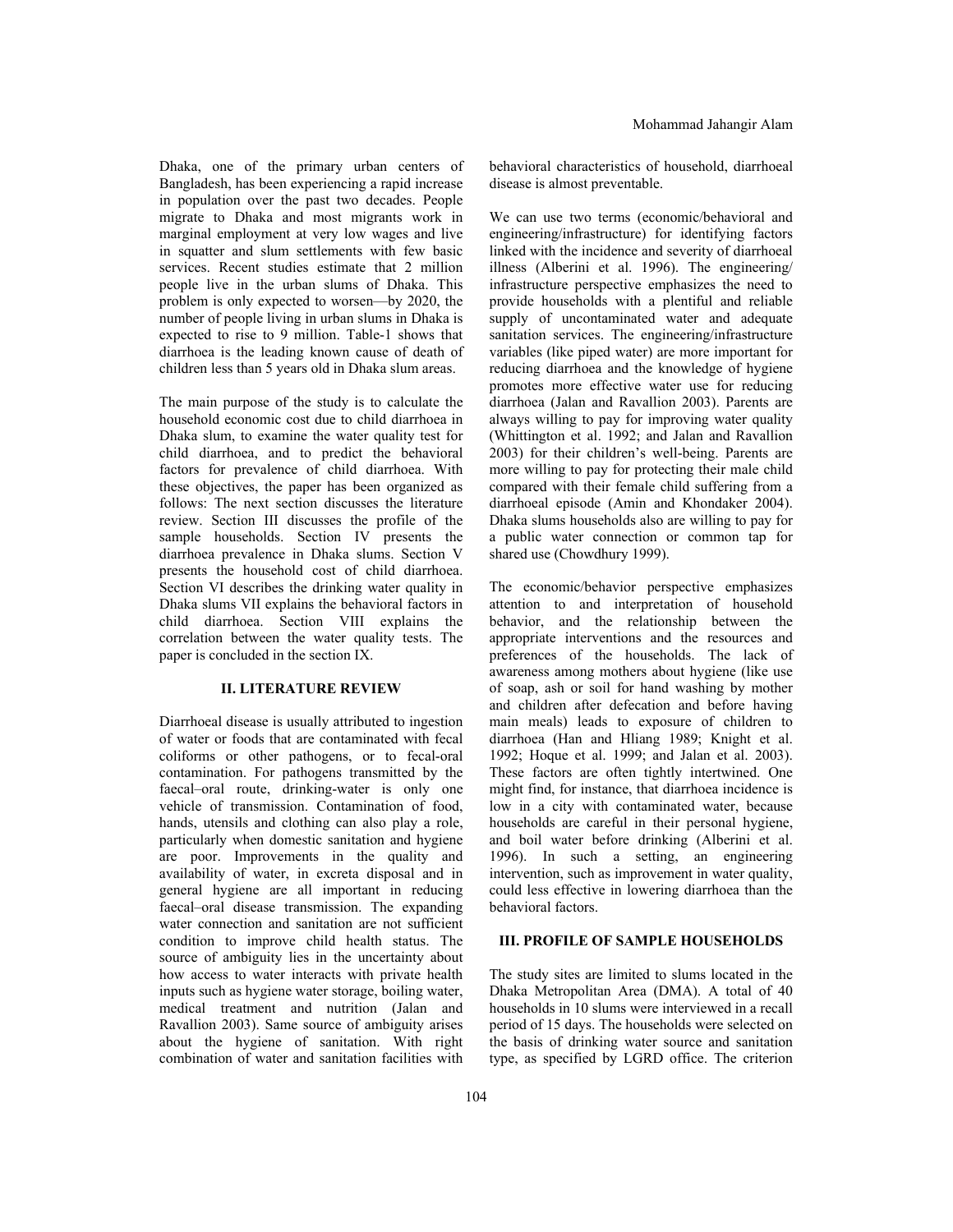Dhaka, one of the primary urban centers of Bangladesh, has been experiencing a rapid increase in population over the past two decades. People migrate to Dhaka and most migrants work in marginal employment at very low wages and live in squatter and slum settlements with few basic services. Recent studies estimate that 2 million people live in the urban slums of Dhaka. This problem is only expected to worsen—by 2020, the number of people living in urban slums in Dhaka is expected to rise to 9 million. Table-1 shows that diarrhoea is the leading known cause of death of children less than 5 years old in Dhaka slum areas.

The main purpose of the study is to calculate the household economic cost due to child diarrhoea in Dhaka slum, to examine the water quality test for child diarrhoea, and to predict the behavioral factors for prevalence of child diarrhoea. With these objectives, the paper has been organized as follows: The next section discusses the literature review. Section III discusses the profile of the sample households. Section IV presents the diarrhoea prevalence in Dhaka slums. Section V presents the household cost of child diarrhoea. Section VI describes the drinking water quality in Dhaka slums VII explains the behavioral factors in child diarrhoea. Section VIII explains the correlation between the water quality tests. The paper is concluded in the section IX.

## II. LITERATURE REVIEW

Diarrhoeal disease is usually attributed to ingestion of water or foods that are contaminated with fecal coliforms or other pathogens, or to fecal-oral contamination. For pathogens transmitted by the faecal–oral route, drinking-water is only one vehicle of transmission. Contamination of food, hands, utensils and clothing can also play a role, particularly when domestic sanitation and hygiene are poor. Improvements in the quality and availability of water, in excreta disposal and in general hygiene are all important in reducing faecal–oral disease transmission. The expanding water connection and sanitation are not sufficient condition to improve child health status. The source of ambiguity lies in the uncertainty about how access to water interacts with private health inputs such as hygiene water storage, boiling water, medical treatment and nutrition (Jalan and Ravallion 2003). Same source of ambiguity arises about the hygiene of sanitation. With right combination of water and sanitation facilities with behavioral characteristics of household, diarrhoeal disease is almost preventable.

We can use two terms (economic/behavioral and engineering/infrastructure) for identifying factors linked with the incidence and severity of diarrhoeal illness (Alberini et al. 1996). The engineering/ infrastructure perspective emphasizes the need to provide households with a plentiful and reliable supply of uncontaminated water and adequate sanitation services. The engineering/infrastructure variables (like piped water) are more important for reducing diarrhoea and the knowledge of hygiene promotes more effective water use for reducing diarrhoea (Jalan and Ravallion 2003). Parents are always willing to pay for improving water quality (Whittington et al. 1992; and Jalan and Ravallion 2003) for their children's well-being. Parents are more willing to pay for protecting their male child compared with their female child suffering from a diarrhoeal episode (Amin and Khondaker 2004). Dhaka slums households also are willing to pay for a public water connection or common tap for shared use (Chowdhury 1999).

The economic/behavior perspective emphasizes attention to and interpretation of household behavior, and the relationship between the appropriate interventions and the resources and preferences of the households. The lack of awareness among mothers about hygiene (like use of soap, ash or soil for hand washing by mother and children after defecation and before having main meals) leads to exposure of children to diarrhoea (Han and Hliang 1989; Knight et al. 1992; Hoque et al. 1999; and Jalan et al. 2003). These factors are often tightly intertwined. One might find, for instance, that diarrhoea incidence is low in a city with contaminated water, because households are careful in their personal hygiene, and boil water before drinking (Alberini et al. 1996). In such a setting, an engineering intervention, such as improvement in water quality, could less effective in lowering diarrhoea than the behavioral factors.

## III. PROFILE OF SAMPLE HOUSEHOLDS

The study sites are limited to slums located in the Dhaka Metropolitan Area (DMA). A total of 40 households in 10 slums were interviewed in a recall period of 15 days. The households were selected on the basis of drinking water source and sanitation type, as specified by LGRD office. The criterion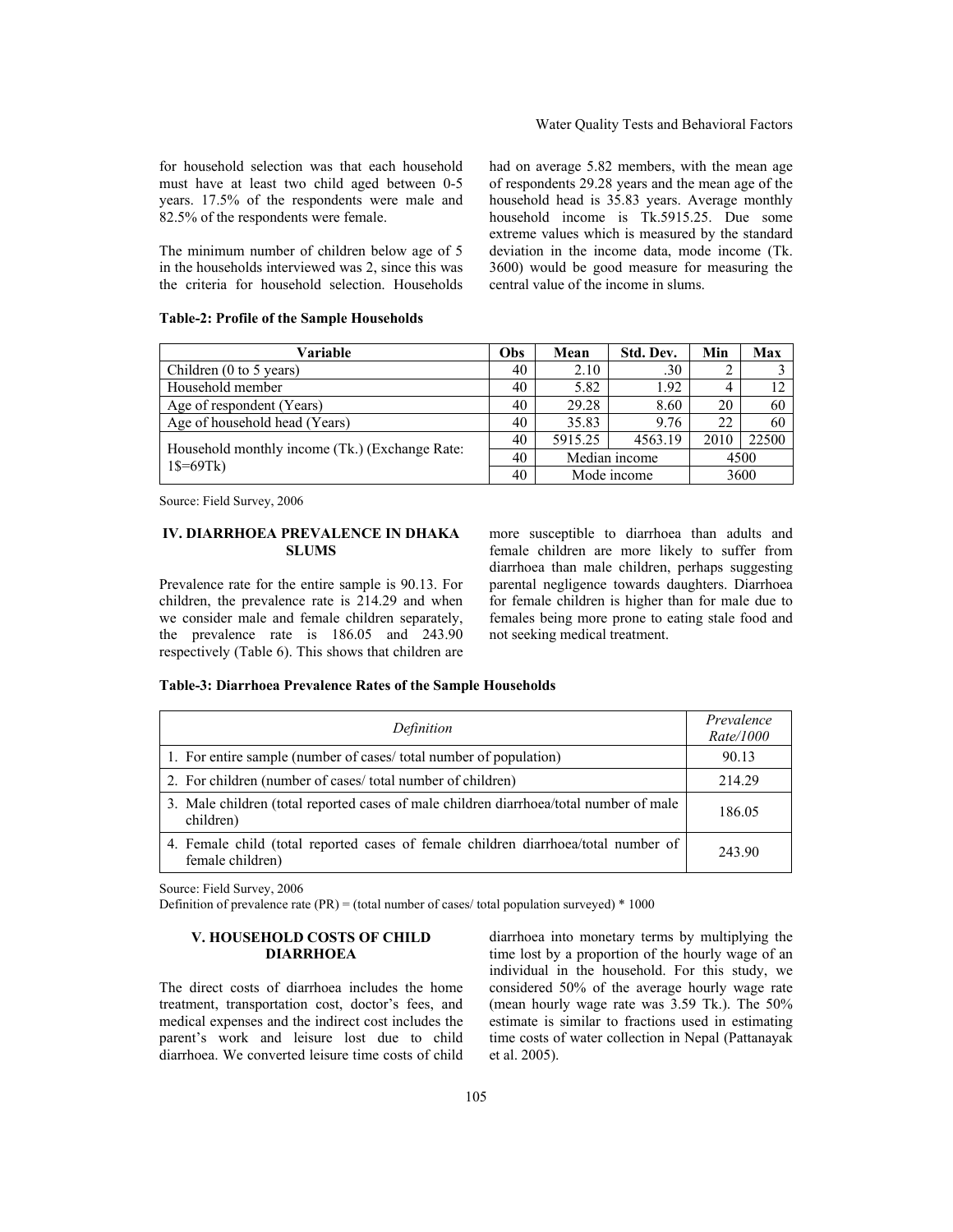for household selection was that each household must have at least two child aged between 0-5 years. 17.5% of the respondents were male and 82.5% of the respondents were female.

The minimum number of children below age of 5 in the households interviewed was 2, since this was the criteria for household selection. Households had on average 5.82 members, with the mean age of respondents 29.28 years and the mean age of the household head is 35.83 years. Average monthly household income is Tk.5915.25. Due some extreme values which is measured by the standard deviation in the income data, mode income (Tk. 3600) would be good measure for measuring the central value of the income in slums.

**Table-2: Profile of the Sample Households**

| Variable | Obs | Mean | Std. Dev. | Min | Max |
|---|---|---|---|---|---|
| Children (0 to 5 years) | 40 | 2.10 | .30 | 2 | 3 |
| Household member | 40 | 5.82 | 1.92 | 4 | 12 |
| Age of respondent (Years) | 40 | 29.28 | 8.60 | 20 | 60 |
| Age of household head (Years) | 40 | 35.83 | 9.76 | 22 | 60 |
| Household monthly income (Tk.) (Exchange Rate: 1$=69Tk) | 40 | 5915.25 | 4563.19 | 2010 | 22500 |
| | 40 | Median income | | 4500 | |
| | 40 | Mode income | | 3600 | |

Source: Field Survey, 2006

## IV. DIARRHOEA PREVALENCE IN DHAKA SLUMS

Prevalence rate for the entire sample is 90.13. For children, the prevalence rate is 214.29 and when we consider male and female children separately, the prevalence rate is 186.05 and 243.90 respectively (Table 6). This shows that children are more susceptible to diarrhoea than adults and female children are more likely to suffer from diarrhoea than male children, perhaps suggesting parental negligence towards daughters. Diarrhoea for female children is higher than for male due to females being more prone to eating stale food and not seeking medical treatment.

**Table-3: Diarrhoea Prevalence Rates of the Sample Households**

| *Definition* | *Prevalence Rate/1000* |
|---|---|
| 1. For entire sample (number of cases/ total number of population) | 90.13 |
| 2. For children (number of cases/ total number of children) | 214.29 |
| 3. Male children (total reported cases of male children diarrhoea/total number of male children) | 186.05 |
| 4. Female child (total reported cases of female children diarrhoea/total number of female children) | 243.90 |

Source: Field Survey, 2006

Definition of prevalence rate (PR) = (total number of cases/ total population surveyed) * 1000

## V. HOUSEHOLD COSTS OF CHILD DIARRHOEA

The direct costs of diarrhoea includes the home treatment, transportation cost, doctor's fees, and medical expenses and the indirect cost includes the parent's work and leisure lost due to child diarrhoea. We converted leisure time costs of child diarrhoea into monetary terms by multiplying the time lost by a proportion of the hourly wage of an individual in the household. For this study, we considered 50% of the average hourly wage rate (mean hourly wage rate was 3.59 Tk.). The 50% estimate is similar to fractions used in estimating time costs of water collection in Nepal (Pattanayak et al. 2005).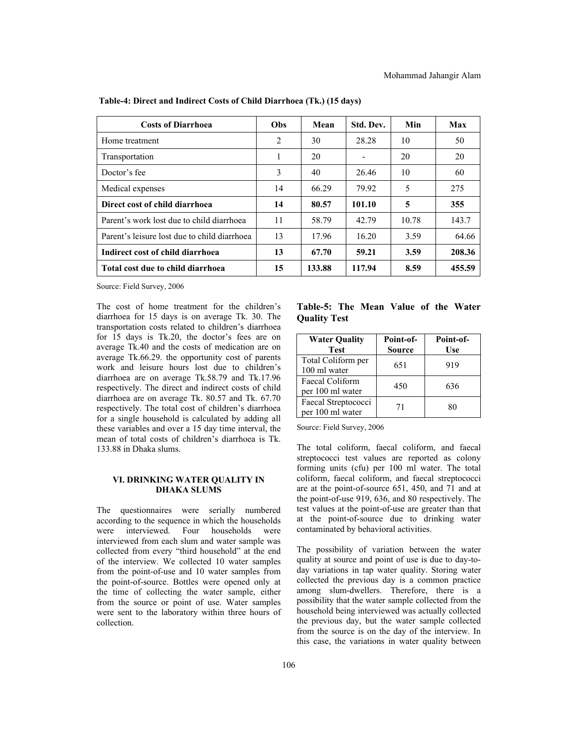**Table-4: Direct and Indirect Costs of Child Diarrhoea (Tk.) (15 days)**

| Costs of Diarrhoea | Obs | Mean | Std. Dev. | Min | Max |
|---|---|---|---|---|---|
| Home treatment | 2 | 30 | 28.28 | 10 | 50 |
| Transportation | 1 | 20 | - | 20 | 20 |
| Doctor's fee | 3 | 40 | 26.46 | 10 | 60 |
| Medical expenses | 14 | 66.29 | 79.92 | 5 | 275 |
| **Direct cost of child diarrhoea** | **14** | **80.57** | **101.10** | **5** | **355** |
| Parent's work lost due to child diarrhoea | 11 | 58.79 | 42.79 | 10.78 | 143.7 |
| Parent's leisure lost due to child diarrhoea | 13 | 17.96 | 16.20 | 3.59 | 64.66 |
| **Indirect cost of child diarrhoea** | **13** | **67.70** | **59.21** | **3.59** | **208.36** |
| **Total cost due to child diarrhoea** | **15** | **133.88** | **117.94** | **8.59** | **455.59** |

Source: Field Survey, 2006

The cost of home treatment for the children's diarrhoea for 15 days is on average Tk. 30. The transportation costs related to children's diarrhoea for 15 days is Tk.20, the doctor's fees are on average Tk.40 and the costs of medication are on average Tk.66.29. the opportunity cost of parents work and leisure hours lost due to children's diarrhoea are on average Tk.58.79 and Tk.17.96 respectively. The direct and indirect costs of child diarrhoea are on average Tk. 80.57 and Tk. 67.70 respectively. The total cost of children's diarrhoea for a single household is calculated by adding all these variables and over a 15 day time interval, the mean of total costs of children's diarrhoea is Tk. 133.88 in Dhaka slums.

## VI. DRINKING WATER QUALITY IN DHAKA SLUMS

The questionnaires were serially numbered according to the sequence in which the households were interviewed. Four households were interviewed from each slum and water sample was collected from every "third household" at the end of the interview. We collected 10 water samples from the point-of-use and 10 water samples from the point-of-source. Bottles were opened only at the time of collecting the water sample, either from the source or point of use. Water samples were sent to the laboratory within three hours of collection.

**Table-5: The Mean Value of the Water Quality Test**

| Water Quality Test | Point-of-Source | Point-of-Use |
|---|---|---|
| Total Coliform per 100 ml water | 651 | 919 |
| Faecal Coliform per 100 ml water | 450 | 636 |
| Faecal Streptococci per 100 ml water | 71 | 80 |

Source: Field Survey, 2006

The total coliform, faecal coliform, and faecal streptococci test values are reported as colony forming units (cfu) per 100 ml water. The total coliform, faecal coliform, and faecal streptococci are at the point-of-source 651, 450, and 71 and at the point-of-use 919, 636, and 80 respectively. The test values at the point-of-use are greater than that at the point-of-source due to drinking water contaminated by behavioral activities.

The possibility of variation between the water quality at source and point of use is due to day-to-day variations in tap water quality. Storing water collected the previous day is a common practice among slum-dwellers. Therefore, there is a possibility that the water sample collected from the household being interviewed was actually collected the previous day, but the water sample collected from the source is on the day of the interview. In this case, the variations in water quality between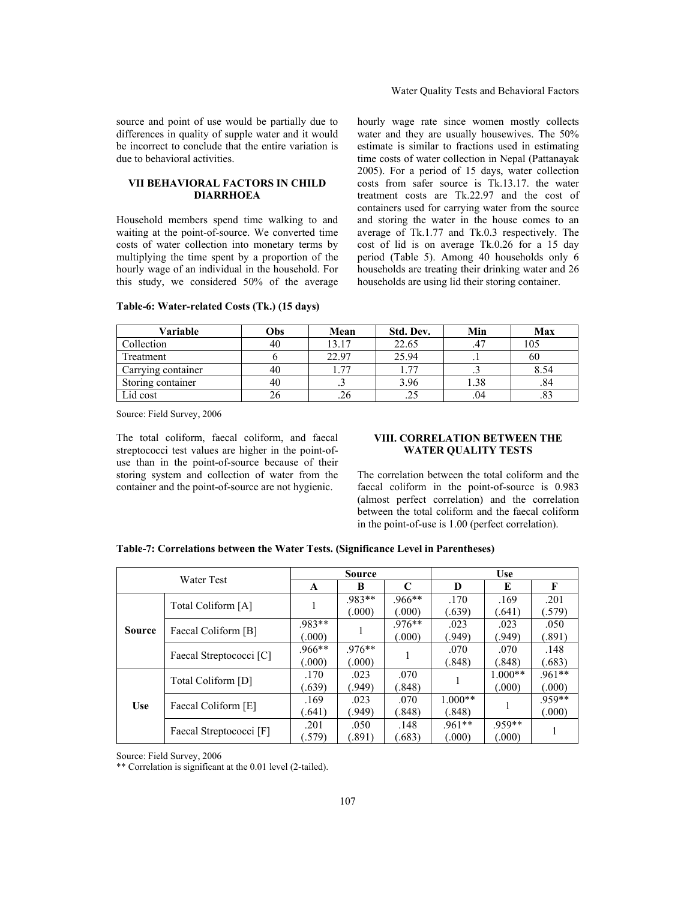source and point of use would be partially due to differences in quality of supple water and it would be incorrect to conclude that the entire variation is due to behavioral activities.

## VII BEHAVIORAL FACTORS IN CHILD DIARRHOEA

Household members spend time walking to and waiting at the point-of-source. We converted time costs of water collection into monetary terms by multiplying the time spent by a proportion of the hourly wage of an individual in the household. For this study, we considered 50% of the average hourly wage rate since women mostly collects water and they are usually housewives. The 50% estimate is similar to fractions used in estimating time costs of water collection in Nepal (Pattanayak 2005). For a period of 15 days, water collection costs from safer source is Tk.13.17. the water treatment costs are Tk.22.97 and the cost of containers used for carrying water from the source and storing the water in the house comes to an average of Tk.1.77 and Tk.0.3 respectively. The cost of lid is on average Tk.0.26 for a 15 day period (Table 5). Among 40 households only 6 households are treating their drinking water and 26 households are using lid their storing container.

**Table-6: Water-related Costs (Tk.) (15 days)**

| Variable | Obs | Mean | Std. Dev. | Min | Max |
|---|---|---|---|---|---|
| Collection | 40 | 13.17 | 22.65 | .47 | 105 |
| Treatment | 6 | 22.97 | 25.94 | .1 | 60 |
| Carrying container | 40 | 1.77 | 1.77 | .3 | 8.54 |
| Storing container | 40 | .3 | 3.96 | 1.38 | .84 |
| Lid cost | 26 | .26 | .25 | .04 | .83 |

Source: Field Survey, 2006

The total coliform, faecal coliform, and faecal streptococci test values are higher in the point-of-use than in the point-of-source because of their storing system and collection of water from the container and the point-of-source are not hygienic.

## VIII. CORRELATION BETWEEN THE WATER QUALITY TESTS

The correlation between the total coliform and the faecal coliform in the point-of-source is 0.983 (almost perfect correlation) and the correlation between the total coliform and the faecal coliform in the point-of-use is 1.00 (perfect correlation).

**Table-7: Correlations between the Water Tests. (Significance Level in Parentheses)**

| Water Test | | Source | | | Use | | |
|---|---|---|---|---|---|---|---|
| | | A | B | C | D | E | F |
| Source | Total Coliform [A] | 1 | .983** (.000) | .966** (.000) | .170 (.639) | .169 (.641) | .201 (.579) |
| | Faecal Coliform [B] | .983** (.000) | 1 | .976** (.000) | .023 (.949) | .023 (.949) | .050 (.891) |
| | Faecal Streptococci [C] | .966** (.000) | .976** (.000) | 1 | .070 (.848) | .070 (.848) | .148 (.683) |
| Use | Total Coliform [D] | .170 (.639) | .023 (.949) | .070 (.848) | 1 | 1.000** (.000) | .961** (.000) |
| | Faecal Coliform [E] | .169 (.641) | .023 (.949) | .070 (.848) | 1.000** (.848) | 1 | .959** (.000) |
| | Faecal Streptococci [F] | .201 (.579) | .050 (.891) | .148 (.683) | .961** (.000) | .959** (.000) | 1 |

Source: Field Survey, 2006

** Correlation is significant at the 0.01 level (2-tailed).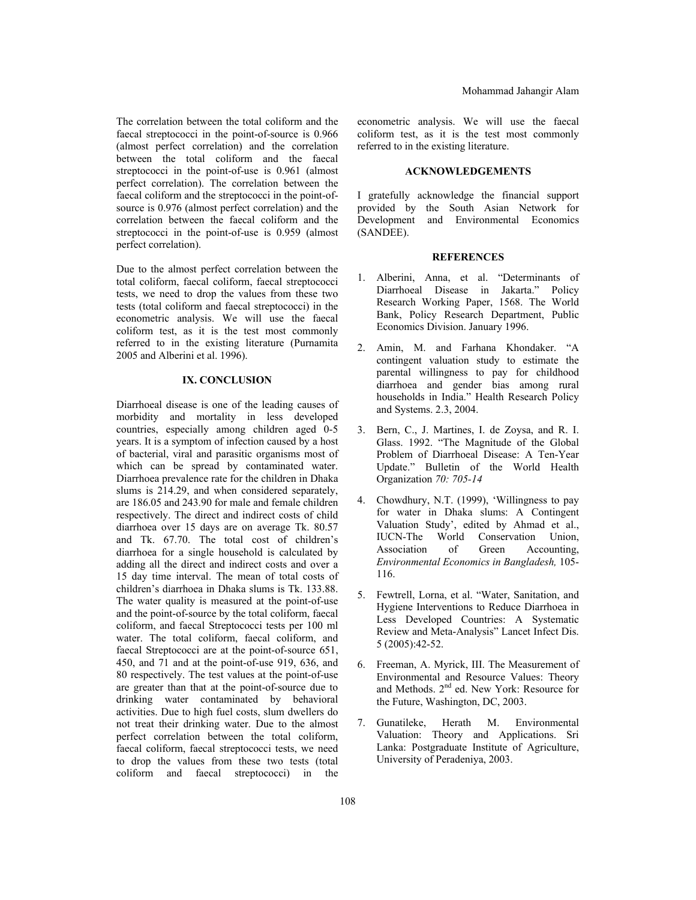The correlation between the total coliform and the faecal streptococci in the point-of-source is 0.966 (almost perfect correlation) and the correlation between the total coliform and the faecal streptococci in the point-of-use is 0.961 (almost perfect correlation). The correlation between the faecal coliform and the streptococci in the point-of-source is 0.976 (almost perfect correlation) and the correlation between the faecal coliform and the streptococci in the point-of-use is 0.959 (almost perfect correlation).

Due to the almost perfect correlation between the total coliform, faecal coliform, faecal streptococci tests, we need to drop the values from these two tests (total coliform and faecal streptococci) in the econometric analysis. We will use the faecal coliform test, as it is the test most commonly referred to in the existing literature (Purnamita 2005 and Alberini et al. 1996).

## IX. CONCLUSION

Diarrhoeal disease is one of the leading causes of morbidity and mortality in less developed countries, especially among children aged 0-5 years. It is a symptom of infection caused by a host of bacterial, viral and parasitic organisms most of which can be spread by contaminated water. Diarrhoea prevalence rate for the children in Dhaka slums is 214.29, and when considered separately, are 186.05 and 243.90 for male and female children respectively. The direct and indirect costs of child diarrhoea over 15 days are on average Tk. 80.57 and Tk. 67.70. The total cost of children's diarrhoea for a single household is calculated by adding all the direct and indirect costs and over a 15 day time interval. The mean of total costs of children's diarrhoea in Dhaka slums is Tk. 133.88. The water quality is measured at the point-of-use and the point-of-source by the total coliform, faecal coliform, and faecal Streptococci tests per 100 ml water. The total coliform, faecal coliform, and faecal Streptococci are at the point-of-source 651, 450, and 71 and at the point-of-use 919, 636, and 80 respectively. The test values at the point-of-use are greater than that at the point-of-source due to drinking water contaminated by behavioral activities. Due to high fuel costs, slum dwellers do not treat their drinking water. Due to the almost perfect correlation between the total coliform, faecal coliform, faecal streptococci tests, we need to drop the values from these two tests (total coliform and faecal streptococci) in the econometric analysis. We will use the faecal coliform test, as it is the test most commonly referred to in the existing literature.

## ACKNOWLEDGEMENTS

I gratefully acknowledge the financial support provided by the South Asian Network for Development and Environmental Economics (SANDEE).

## REFERENCES

1. Alberini, Anna, et al. "Determinants of Diarrhoeal Disease in Jakarta." Policy Research Working Paper, 1568. The World Bank, Policy Research Department, Public Economics Division. January 1996.

2. Amin, M. and Farhana Khondaker. "A contingent valuation study to estimate the parental willingness to pay for childhood diarrhoea and gender bias among rural households in India." Health Research Policy and Systems. 2.3, 2004.

3. Bern, C., J. Martines, I. de Zoysa, and R. I. Glass. 1992. "The Magnitude of the Global Problem of Diarrhoeal Disease: A Ten-Year Update." Bulletin of the World Health Organization *70: 705-14*

4. Chowdhury, N.T. (1999), 'Willingness to pay for water in Dhaka slums: A Contingent Valuation Study', edited by Ahmad et al., IUCN-The World Conservation Union, Association of Green Accounting, *Environmental Economics in Bangladesh,* 105-116.

5. Fewtrell, Lorna, et al. "Water, Sanitation, and Hygiene Interventions to Reduce Diarrhoea in Less Developed Countries: A Systematic Review and Meta-Analysis" Lancet Infect Dis. 5 (2005):42-52.

6. Freeman, A. Myrick, III. The Measurement of Environmental and Resource Values: Theory and Methods. 2nd ed. New York: Resource for the Future, Washington, DC, 2003.

7. Gunatileke, Herath M. Environmental Valuation: Theory and Applications. Sri Lanka: Postgraduate Institute of Agriculture, University of Peradeniya, 2003.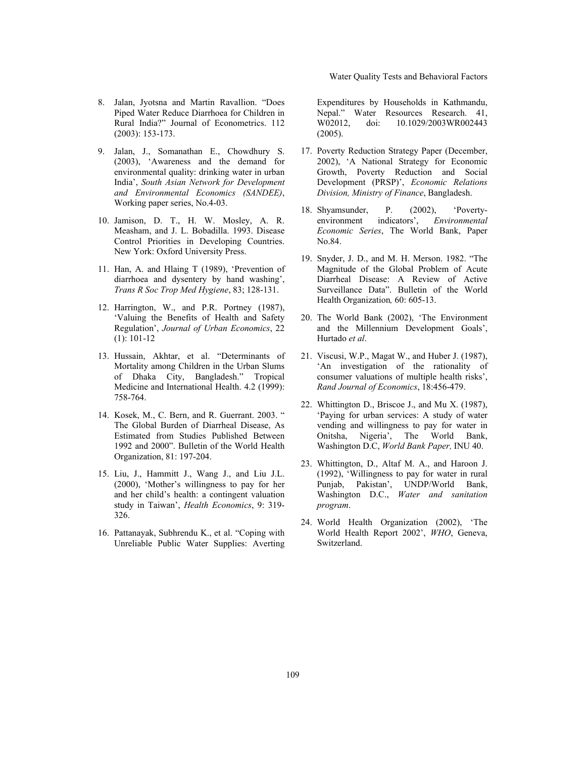8. Jalan, Jyotsna and Martin Ravallion. "Does Piped Water Reduce Diarrhoea for Children in Rural India?" Journal of Econometrics. 112 (2003): 153-173.

9. Jalan, J., Somanathan E., Chowdhury S. (2003), 'Awareness and the demand for environmental quality: drinking water in urban India', *South Asian Network for Development and Environmental Economics (SANDEE)*, Working paper series, No.4-03.

10. Jamison, D. T., H. W. Mosley, A. R. Measham, and J. L. Bobadilla. 1993. Disease Control Priorities in Developing Countries. New York: Oxford University Press.

11. Han, A. and Hlaing T (1989), 'Prevention of diarrhoea and dysentery by hand washing', *Trans R Soc Trop Med Hygiene*, 83; 128-131.

12. Harrington, W., and P.R. Portney (1987), 'Valuing the Benefits of Health and Safety Regulation', *Journal of Urban Economics*, 22 (1): 101-12

13. Hussain, Akhtar, et al. "Determinants of Mortality among Children in the Urban Slums of Dhaka City, Bangladesh." Tropical Medicine and International Health. 4.2 (1999): 758-764.

14. Kosek, M., C. Bern, and R. Guerrant. 2003. " The Global Burden of Diarrheal Disease, As Estimated from Studies Published Between 1992 and 2000". Bulletin of the World Health Organization, 81: 197-204.

15. Liu, J., Hammitt J., Wang J., and Liu J.L. (2000), 'Mother's willingness to pay for her and her child's health: a contingent valuation study in Taiwan', *Health Economics*, 9: 319-326.

16. Pattanayak, Subhrendu K., et al. "Coping with Unreliable Public Water Supplies: Averting Expenditures by Households in Kathmandu, Nepal." Water Resources Research. 41, W02012, doi: 10.1029/2003WR002443 (2005).

17. Poverty Reduction Strategy Paper (December, 2002), 'A National Strategy for Economic Growth, Poverty Reduction and Social Development (PRSP)', *Economic Relations Division, Ministry of Finance*, Bangladesh.

18. Shyamsunder, P. (2002), 'Poverty-environment indicators', *Environmental Economic Series*, The World Bank, Paper No.84.

19. Snyder, J. D., and M. H. Merson. 1982. "The Magnitude of the Global Problem of Acute Diarrheal Disease: A Review of Active Surveillance Data". Bulletin of the World Health Organization*,* 60: 605-13.

20. The World Bank (2002), 'The Environment and the Millennium Development Goals', Hurtado *et al*.

21. Viscusi, W.P., Magat W., and Huber J. (1987), 'An investigation of the rationality of consumer valuations of multiple health risks', *Rand Journal of Economics*, 18:456-479.

22. Whittington D., Briscoe J., and Mu X. (1987), 'Paying for urban services: A study of water vending and willingness to pay for water in Onitsha, Nigeria', The World Bank, Washington D.C, *World Bank Paper,* INU 40.

23. Whittington, D., Altaf M. A., and Haroon J. (1992), 'Willingness to pay for water in rural Punjab, Pakistan', UNDP/World Bank, Washington D.C., *Water and sanitation program*.

24. World Health Organization (2002), 'The World Health Report 2002', *WHO*, Geneva, Switzerland.